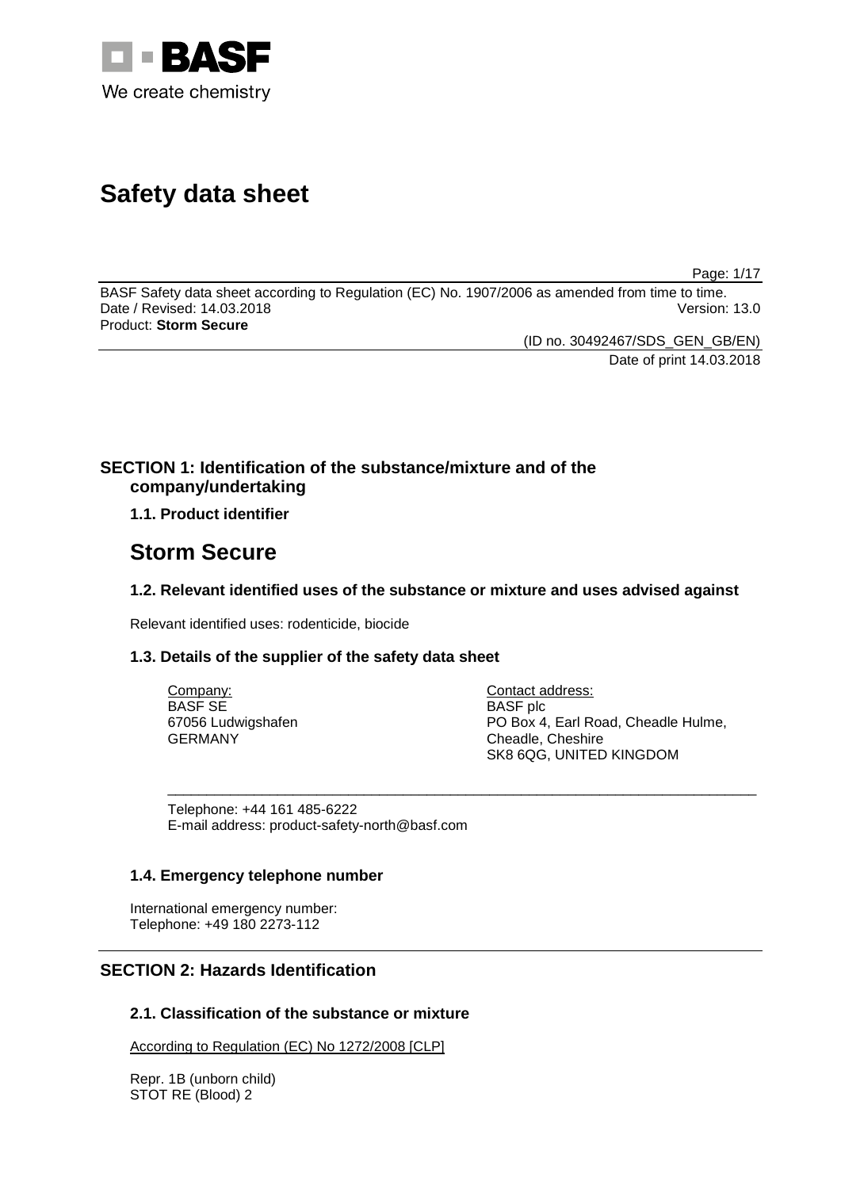BASF

We create chemistry

# Safety data sheet

BASF Safety data sheet according to Regulation (EC) No. 1907/2006 as amended from time to time.
Date / Revised: 14.03.2018 Version: 13.0
Product: **Storm Secure**

(ID no. 30492467/SDS_GEN_GB/EN)
Date of print 14.03.2018

## SECTION 1: Identification of the substance/mixture and of the company/undertaking

### 1.1. Product identifier

# Storm Secure

### 1.2. Relevant identified uses of the substance or mixture and uses advised against

Relevant identified uses: rodenticide, biocide

### 1.3. Details of the supplier of the safety data sheet

Company:
BASF SE
67056 Ludwigshafen
GERMANY

Contact address:
BASF plc
PO Box 4, Earl Road, Cheadle Hulme,
Cheadle, Cheshire
SK8 6QG, UNITED KINGDOM

Telephone: +44 161 485-6222
E-mail address: product-safety-north@basf.com

### 1.4. Emergency telephone number

International emergency number:
Telephone: +49 180 2273-112

## SECTION 2: Hazards Identification

### 2.1. Classification of the substance or mixture

According to Regulation (EC) No 1272/2008 [CLP]

Repr. 1B (unborn child)
STOT RE (Blood) 2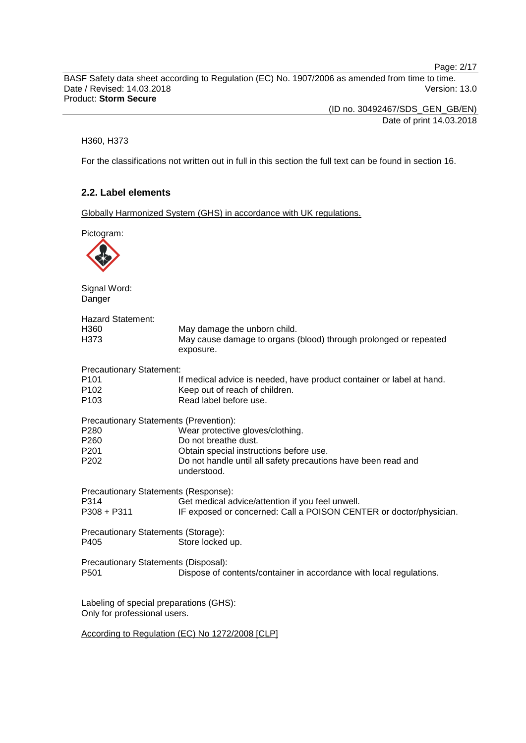H360, H373

For the classifications not written out in full in this section the full text can be found in section 16.

## 2.2. Label elements

Globally Harmonized System (GHS) in accordance with UK regulations.

Pictogram:

Signal Word:
Danger

Hazard Statement:

| | |
|---|---|
| H360 | May damage the unborn child. |
| H373 | May cause damage to organs (blood) through prolonged or repeated exposure. |

Precautionary Statement:

| | |
|---|---|
| P101 | If medical advice is needed, have product container or label at hand. |
| P102 | Keep out of reach of children. |
| P103 | Read label before use. |

Precautionary Statements (Prevention):

| | |
|---|---|
| P280 | Wear protective gloves/clothing. |
| P260 | Do not breathe dust. |
| P201 | Obtain special instructions before use. |
| P202 | Do not handle until all safety precautions have been read and understood. |

Precautionary Statements (Response):

| | |
|---|---|
| P314 | Get medical advice/attention if you feel unwell. |
| P308 + P311 | IF exposed or concerned: Call a POISON CENTER or doctor/physician. |

Precautionary Statements (Storage):

| | |
|---|---|
| P405 | Store locked up. |

Precautionary Statements (Disposal):

| | |
|---|---|
| P501 | Dispose of contents/container in accordance with local regulations. |

Labeling of special preparations (GHS):
Only for professional users.

According to Regulation (EC) No 1272/2008 [CLP]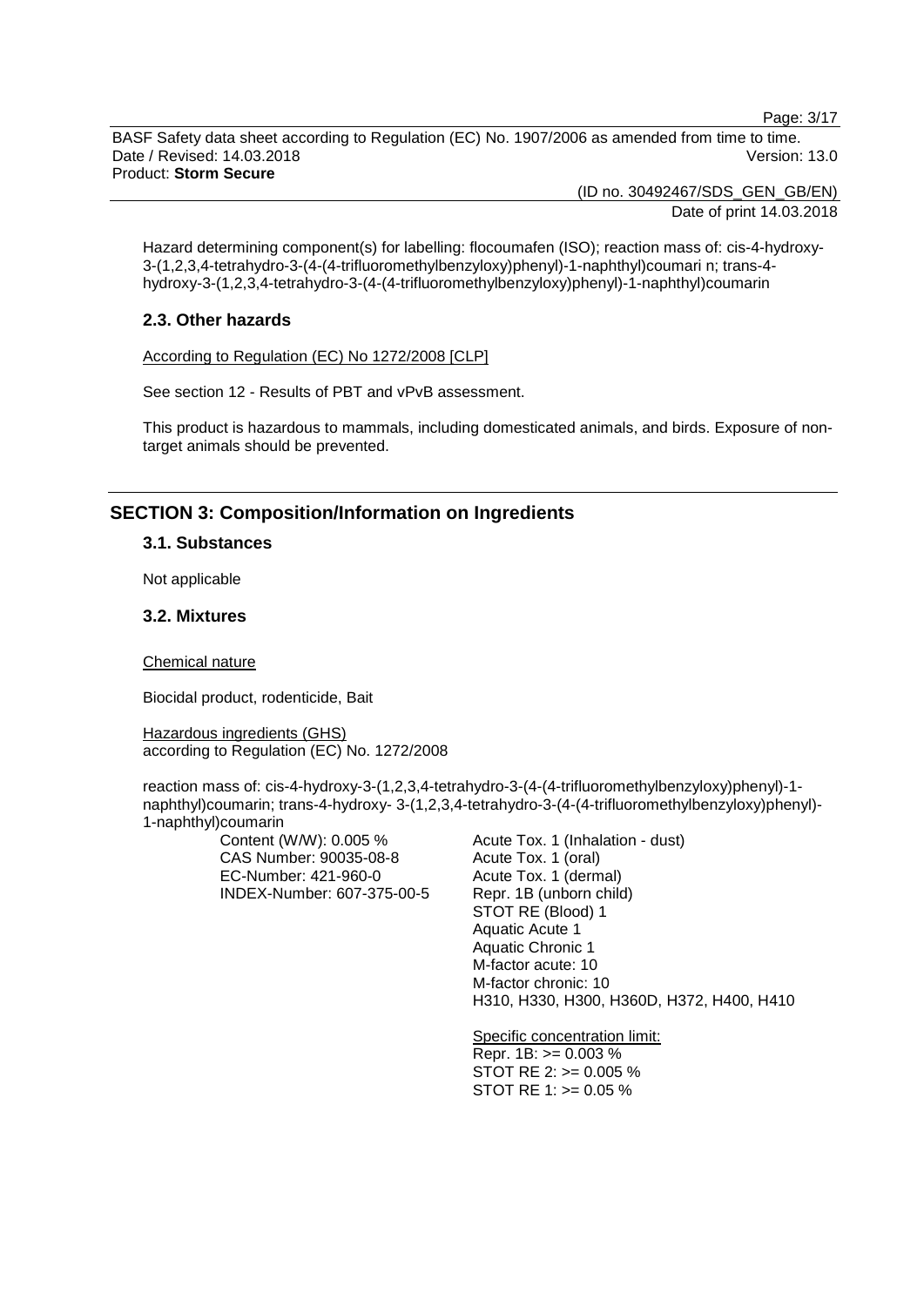Hazard determining component(s) for labelling: flocoumafen (ISO); reaction mass of: cis-4-hydroxy-3-(1,2,3,4-tetrahydro-3-(4-(4-trifluoromethylbenzyloxy)phenyl)-1-naphthyl)coumari n; trans-4-hydroxy-3-(1,2,3,4-tetrahydro-3-(4-(4-trifluoromethylbenzyloxy)phenyl)-1-naphthyl)coumarin

### 2.3. Other hazards

According to Regulation (EC) No 1272/2008 [CLP]

See section 12 - Results of PBT and vPvB assessment.

This product is hazardous to mammals, including domesticated animals, and birds. Exposure of non-target animals should be prevented.

## SECTION 3: Composition/Information on Ingredients

### 3.1. Substances

Not applicable

### 3.2. Mixtures

Chemical nature

Biocidal product, rodenticide, Bait

Hazardous ingredients (GHS)
according to Regulation (EC) No. 1272/2008

reaction mass of: cis-4-hydroxy-3-(1,2,3,4-tetrahydro-3-(4-(4-trifluoromethylbenzyloxy)phenyl)-1-naphthyl)coumarin; trans-4-hydroxy- 3-(1,2,3,4-tetrahydro-3-(4-(4-trifluoromethylbenzyloxy)phenyl)-1-naphthyl)coumarin

| | |
|---|---|
| Content (W/W): 0.005 %<br>CAS Number: 90035-08-8<br>EC-Number: 421-960-0<br>INDEX-Number: 607-375-00-5 | Acute Tox. 1 (Inhalation - dust)<br>Acute Tox. 1 (oral)<br>Acute Tox. 1 (dermal)<br>Repr. 1B (unborn child)<br>STOT RE (Blood) 1<br>Aquatic Acute 1<br>Aquatic Chronic 1<br>M-factor acute: 10<br>M-factor chronic: 10<br>H310, H330, H300, H360D, H372, H400, H410<br><br>Specific concentration limit:<br>Repr. 1B: >= 0.003 %<br>STOT RE 2: >= 0.005 %<br>STOT RE 1: >= 0.05 % |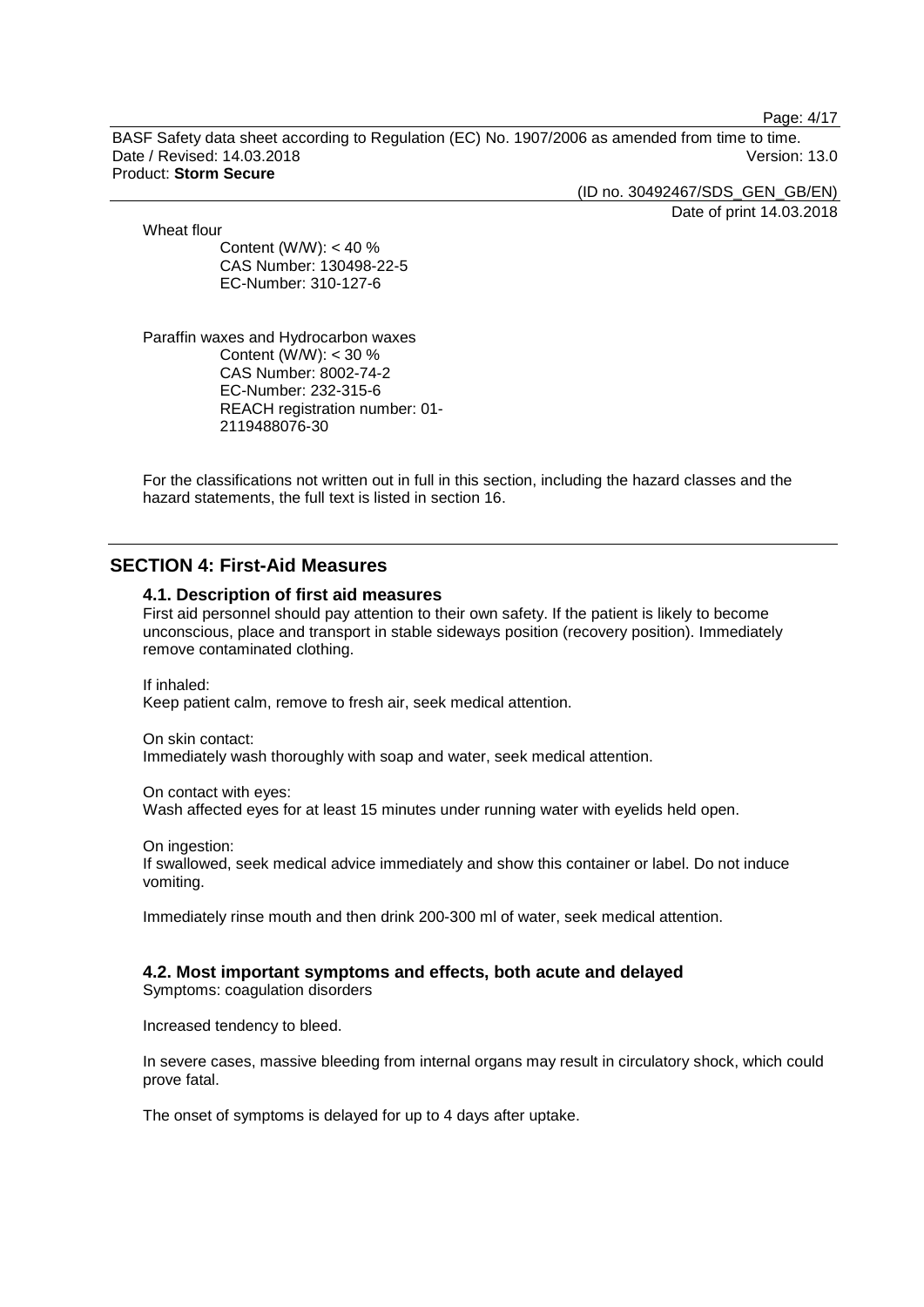Wheat flour

Content (W/W): < 40 %
CAS Number: 130498-22-5
EC-Number: 310-127-6

Paraffin waxes and Hydrocarbon waxes

Content (W/W): < 30 %
CAS Number: 8002-74-2
EC-Number: 232-315-6
REACH registration number: 01-2119488076-30

For the classifications not written out in full in this section, including the hazard classes and the hazard statements, the full text is listed in section 16.

## SECTION 4: First-Aid Measures

### 4.1. Description of first aid measures

First aid personnel should pay attention to their own safety. If the patient is likely to become unconscious, place and transport in stable sideways position (recovery position). Immediately remove contaminated clothing.

If inhaled:
Keep patient calm, remove to fresh air, seek medical attention.

On skin contact:
Immediately wash thoroughly with soap and water, seek medical attention.

On contact with eyes:
Wash affected eyes for at least 15 minutes under running water with eyelids held open.

On ingestion:
If swallowed, seek medical advice immediately and show this container or label. Do not induce vomiting.

Immediately rinse mouth and then drink 200-300 ml of water, seek medical attention.

### 4.2. Most important symptoms and effects, both acute and delayed

Symptoms: coagulation disorders

Increased tendency to bleed.

In severe cases, massive bleeding from internal organs may result in circulatory shock, which could prove fatal.

The onset of symptoms is delayed for up to 4 days after uptake.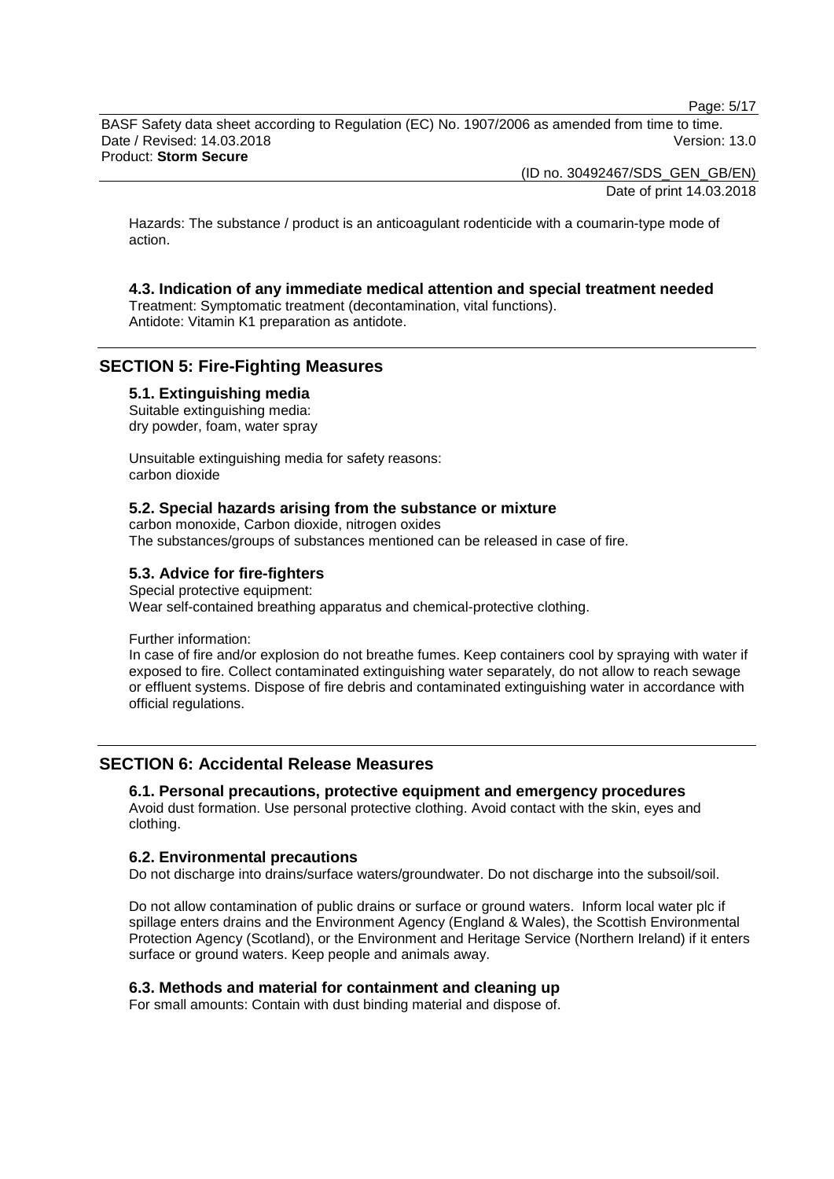Hazards: The substance / product is an anticoagulant rodenticide with a coumarin-type mode of action.

### 4.3. Indication of any immediate medical attention and special treatment needed

Treatment: Symptomatic treatment (decontamination, vital functions).
Antidote: Vitamin K1 preparation as antidote.

## SECTION 5: Fire-Fighting Measures

### 5.1. Extinguishing media

Suitable extinguishing media:
dry powder, foam, water spray

Unsuitable extinguishing media for safety reasons:
carbon dioxide

### 5.2. Special hazards arising from the substance or mixture

carbon monoxide, Carbon dioxide, nitrogen oxides
The substances/groups of substances mentioned can be released in case of fire.

### 5.3. Advice for fire-fighters

Special protective equipment:
Wear self-contained breathing apparatus and chemical-protective clothing.

Further information:
In case of fire and/or explosion do not breathe fumes. Keep containers cool by spraying with water if exposed to fire. Collect contaminated extinguishing water separately, do not allow to reach sewage or effluent systems. Dispose of fire debris and contaminated extinguishing water in accordance with official regulations.

## SECTION 6: Accidental Release Measures

### 6.1. Personal precautions, protective equipment and emergency procedures

Avoid dust formation. Use personal protective clothing. Avoid contact with the skin, eyes and clothing.

### 6.2. Environmental precautions

Do not discharge into drains/surface waters/groundwater. Do not discharge into the subsoil/soil.

Do not allow contamination of public drains or surface or ground waters. Inform local water plc if spillage enters drains and the Environment Agency (England & Wales), the Scottish Environmental Protection Agency (Scotland), or the Environment and Heritage Service (Northern Ireland) if it enters surface or ground waters. Keep people and animals away.

### 6.3. Methods and material for containment and cleaning up

For small amounts: Contain with dust binding material and dispose of.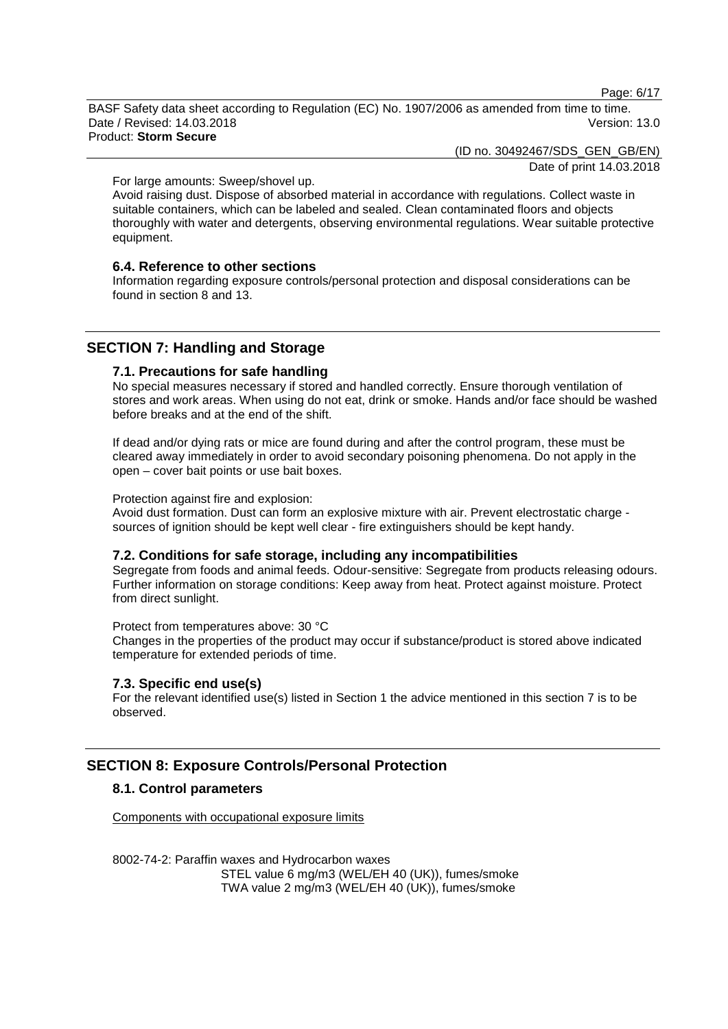For large amounts: Sweep/shovel up.

Avoid raising dust. Dispose of absorbed material in accordance with regulations. Collect waste in suitable containers, which can be labeled and sealed. Clean contaminated floors and objects thoroughly with water and detergents, observing environmental regulations. Wear suitable protective equipment.

### 6.4. Reference to other sections

Information regarding exposure controls/personal protection and disposal considerations can be found in section 8 and 13.

## SECTION 7: Handling and Storage

### 7.1. Precautions for safe handling

No special measures necessary if stored and handled correctly. Ensure thorough ventilation of stores and work areas. When using do not eat, drink or smoke. Hands and/or face should be washed before breaks and at the end of the shift.

If dead and/or dying rats or mice are found during and after the control program, these must be cleared away immediately in order to avoid secondary poisoning phenomena. Do not apply in the open – cover bait points or use bait boxes.

Protection against fire and explosion:

Avoid dust formation. Dust can form an explosive mixture with air. Prevent electrostatic charge - sources of ignition should be kept well clear - fire extinguishers should be kept handy.

### 7.2. Conditions for safe storage, including any incompatibilities

Segregate from foods and animal feeds. Odour-sensitive: Segregate from products releasing odours. Further information on storage conditions: Keep away from heat. Protect against moisture. Protect from direct sunlight.

Protect from temperatures above: 30 °C

Changes in the properties of the product may occur if substance/product is stored above indicated temperature for extended periods of time.

### 7.3. Specific end use(s)

For the relevant identified use(s) listed in Section 1 the advice mentioned in this section 7 is to be observed.

## SECTION 8: Exposure Controls/Personal Protection

### 8.1. Control parameters

Components with occupational exposure limits

8002-74-2: Paraffin waxes and Hydrocarbon waxes
STEL value 6 mg/m3 (WEL/EH 40 (UK)), fumes/smoke
TWA value 2 mg/m3 (WEL/EH 40 (UK)), fumes/smoke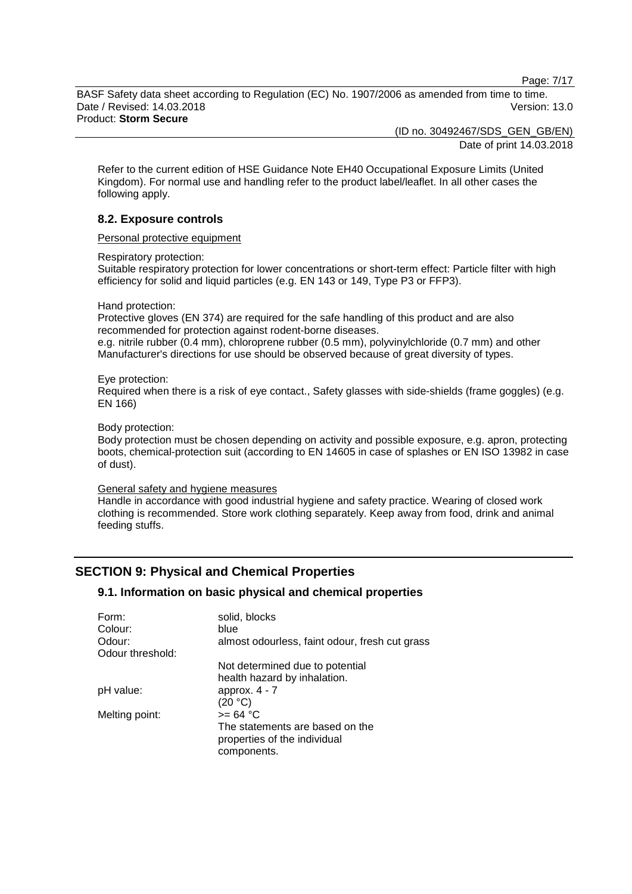Refer to the current edition of HSE Guidance Note EH40 Occupational Exposure Limits (United Kingdom). For normal use and handling refer to the product label/leaflet. In all other cases the following apply.

### 8.2. Exposure controls

Personal protective equipment

Respiratory protection:
Suitable respiratory protection for lower concentrations or short-term effect: Particle filter with high efficiency for solid and liquid particles (e.g. EN 143 or 149, Type P3 or FFP3).

Hand protection:
Protective gloves (EN 374) are required for the safe handling of this product and are also recommended for protection against rodent-borne diseases.
e.g. nitrile rubber (0.4 mm), chloroprene rubber (0.5 mm), polyvinylchloride (0.7 mm) and other
Manufacturer's directions for use should be observed because of great diversity of types.

Eye protection:
Required when there is a risk of eye contact., Safety glasses with side-shields (frame goggles) (e.g. EN 166)

Body protection:
Body protection must be chosen depending on activity and possible exposure, e.g. apron, protecting boots, chemical-protection suit (according to EN 14605 in case of splashes or EN ISO 13982 in case of dust).

General safety and hygiene measures
Handle in accordance with good industrial hygiene and safety practice. Wearing of closed work clothing is recommended. Store work clothing separately. Keep away from food, drink and animal feeding stuffs.

## SECTION 9: Physical and Chemical Properties

### 9.1. Information on basic physical and chemical properties

| | |
|---|---|
| Form: | solid, blocks |
| Colour: | blue |
| Odour: | almost odourless, faint odour, fresh cut grass |
| Odour threshold: | Not determined due to potential health hazard by inhalation. |
| pH value: | approx. 4 - 7 (20 °C) |
| Melting point: | >= 64 °C The statements are based on the properties of the individual components. |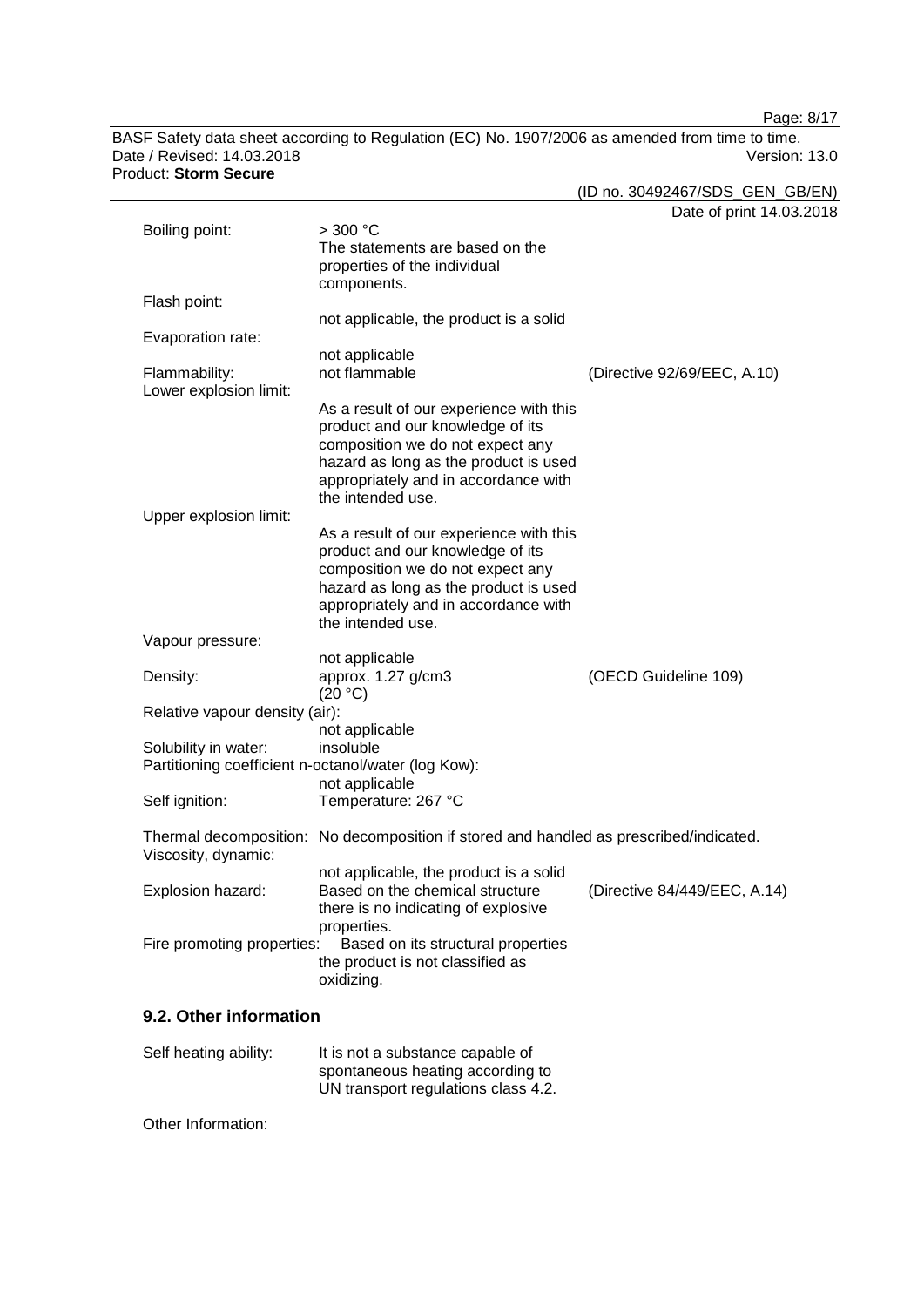| | | |
|---|---|---|
| Boiling point: | > 300 °C<br>The statements are based on the properties of the individual components. | |
| Flash point: | not applicable, the product is a solid | |
| Evaporation rate: | not applicable | |
| Flammability: | not flammable | (Directive 92/69/EEC, A.10) |
| Lower explosion limit: | As a result of our experience with this product and our knowledge of its composition we do not expect any hazard as long as the product is used appropriately and in accordance with the intended use. | |
| Upper explosion limit: | As a result of our experience with this product and our knowledge of its composition we do not expect any hazard as long as the product is used appropriately and in accordance with the intended use. | |
| Vapour pressure: | not applicable | |
| Density: | approx. 1.27 g/cm3<br>(20 °C) | (OECD Guideline 109) |
| Relative vapour density (air): | not applicable | |
| Solubility in water: | insoluble | |
| Partitioning coefficient n-octanol/water (log Kow): | not applicable | |
| Self ignition: | Temperature: 267 °C | |
| Thermal decomposition: | No decomposition if stored and handled as prescribed/indicated. | |
| Viscosity, dynamic: | not applicable, the product is a solid | |
| Explosion hazard: | Based on the chemical structure there is no indicating of explosive properties. | (Directive 84/449/EEC, A.14) |
| Fire promoting properties: | Based on its structural properties the product is not classified as oxidizing. | |

## 9.2. Other information

| | |
|---|---|
| Self heating ability: | It is not a substance capable of spontaneous heating according to UN transport regulations class 4.2. |

Other Information: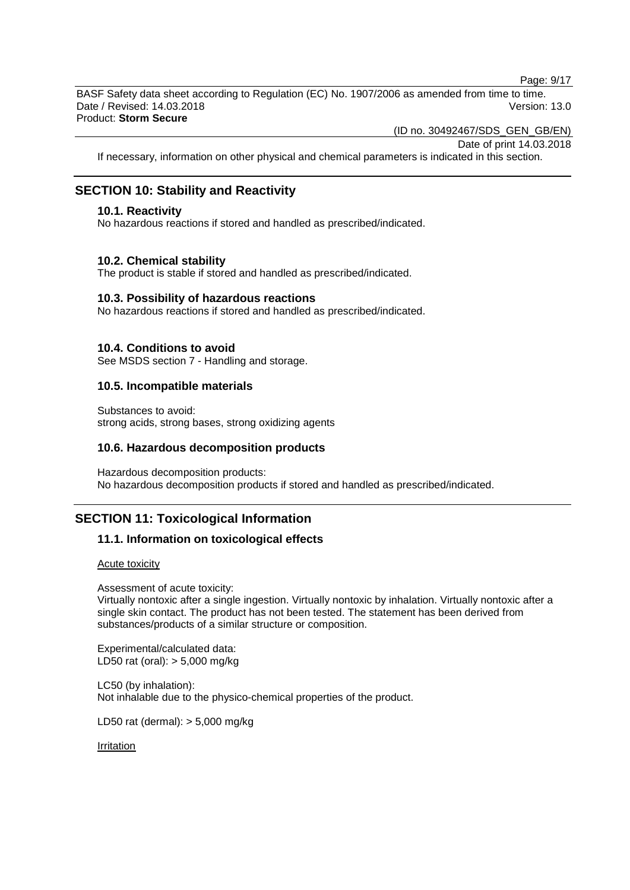If necessary, information on other physical and chemical parameters is indicated in this section.

## SECTION 10: Stability and Reactivity

### 10.1. Reactivity

No hazardous reactions if stored and handled as prescribed/indicated.

### 10.2. Chemical stability

The product is stable if stored and handled as prescribed/indicated.

### 10.3. Possibility of hazardous reactions

No hazardous reactions if stored and handled as prescribed/indicated.

### 10.4. Conditions to avoid

See MSDS section 7 - Handling and storage.

### 10.5. Incompatible materials

Substances to avoid:
strong acids, strong bases, strong oxidizing agents

### 10.6. Hazardous decomposition products

Hazardous decomposition products:
No hazardous decomposition products if stored and handled as prescribed/indicated.

## SECTION 11: Toxicological Information

### 11.1. Information on toxicological effects

Acute toxicity

Assessment of acute toxicity:
Virtually nontoxic after a single ingestion. Virtually nontoxic by inhalation. Virtually nontoxic after a single skin contact. The product has not been tested. The statement has been derived from substances/products of a similar structure or composition.

Experimental/calculated data:
LD50 rat (oral): > 5,000 mg/kg

LC50 (by inhalation):
Not inhalable due to the physico-chemical properties of the product.

LD50 rat (dermal): > 5,000 mg/kg

Irritation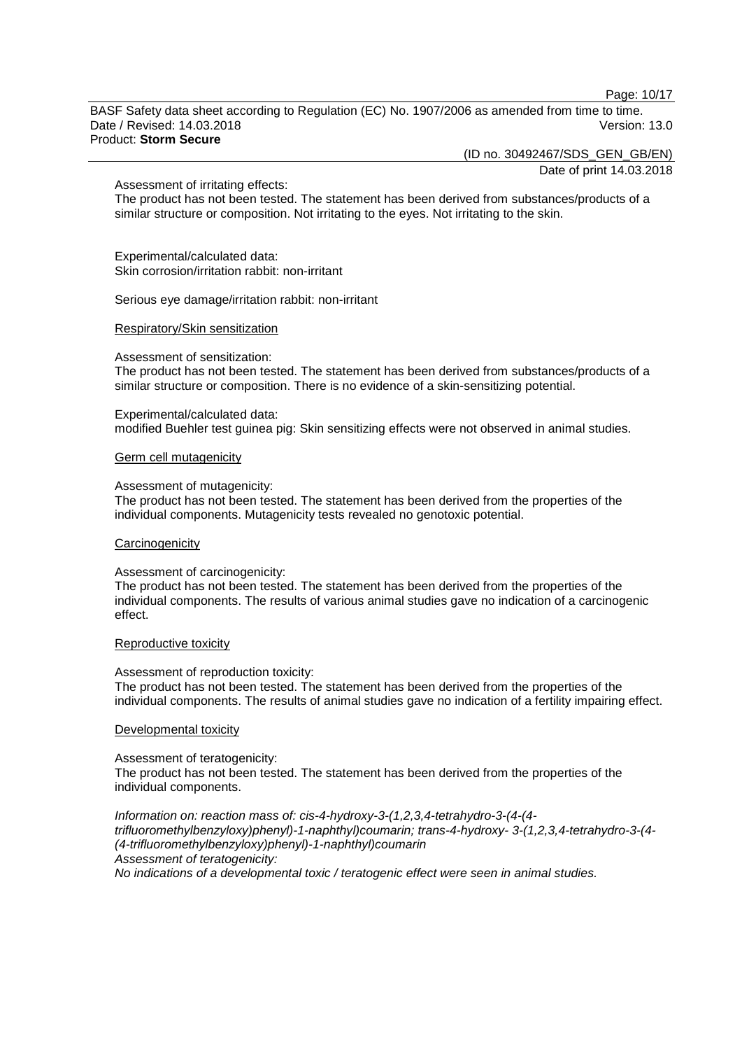Assessment of irritating effects:
The product has not been tested. The statement has been derived from substances/products of a similar structure or composition. Not irritating to the eyes. Not irritating to the skin.

Experimental/calculated data:
Skin corrosion/irritation rabbit: non-irritant

Serious eye damage/irritation rabbit: non-irritant

Respiratory/Skin sensitization

Assessment of sensitization:
The product has not been tested. The statement has been derived from substances/products of a similar structure or composition. There is no evidence of a skin-sensitizing potential.

Experimental/calculated data:
modified Buehler test guinea pig: Skin sensitizing effects were not observed in animal studies.

Germ cell mutagenicity

Assessment of mutagenicity:
The product has not been tested. The statement has been derived from the properties of the individual components. Mutagenicity tests revealed no genotoxic potential.

Carcinogenicity

Assessment of carcinogenicity:
The product has not been tested. The statement has been derived from the properties of the individual components. The results of various animal studies gave no indication of a carcinogenic effect.

Reproductive toxicity

Assessment of reproduction toxicity:
The product has not been tested. The statement has been derived from the properties of the individual components. The results of animal studies gave no indication of a fertility impairing effect.

Developmental toxicity

Assessment of teratogenicity:
The product has not been tested. The statement has been derived from the properties of the individual components.

*Information on: reaction mass of: cis-4-hydroxy-3-(1,2,3,4-tetrahydro-3-(4-(4-trifluoromethylbenzyloxy)phenyl)-1-naphthyl)coumarin; trans-4-hydroxy- 3-(1,2,3,4-tetrahydro-3-(4-(4-trifluoromethylbenzyloxy)phenyl)-1-naphthyl)coumarin*
*Assessment of teratogenicity:*
*No indications of a developmental toxic / teratogenic effect were seen in animal studies.*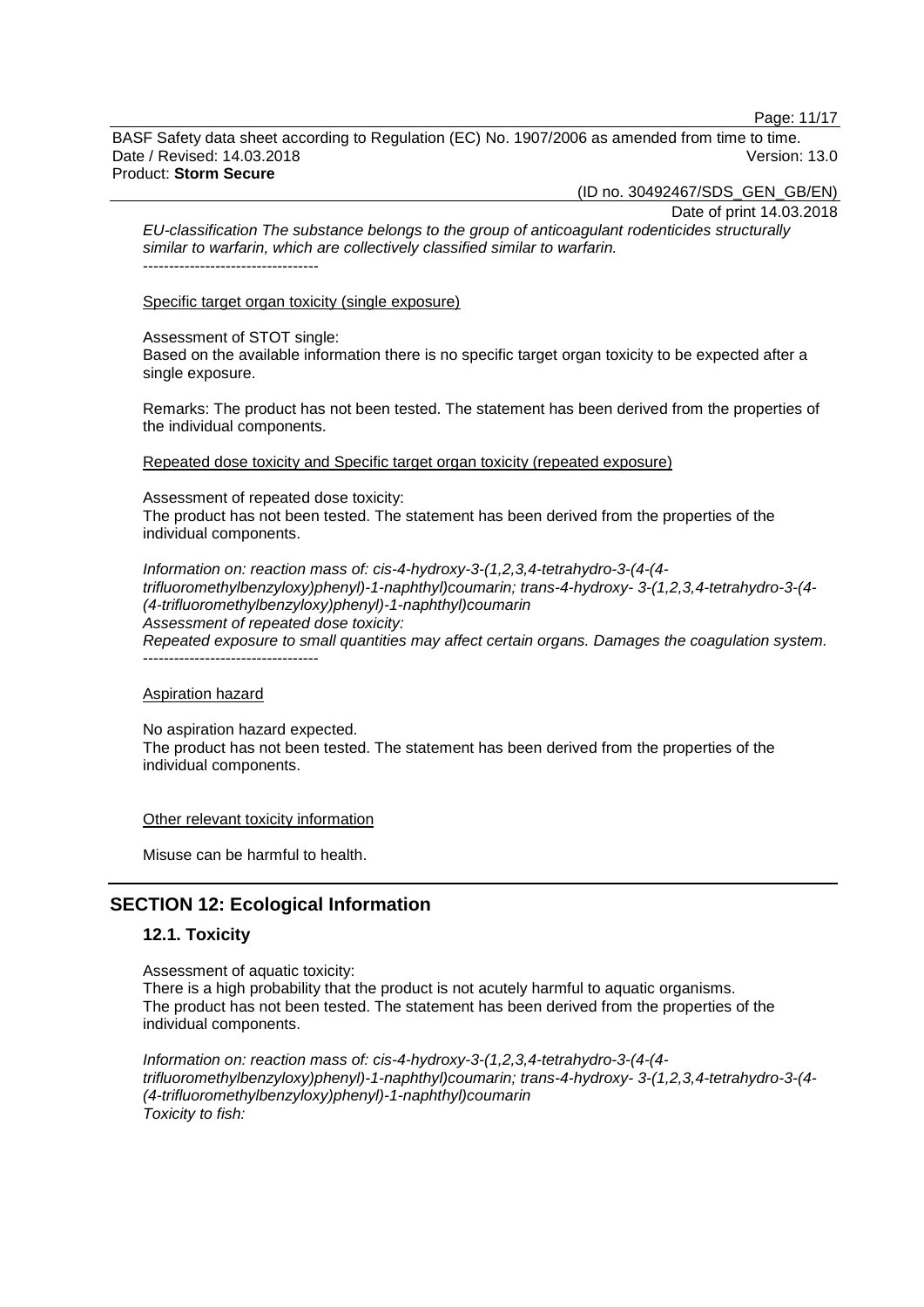*EU-classification The substance belongs to the group of anticoagulant rodenticides structurally similar to warfarin, which are collectively classified similar to warfarin.*
----------------------------------

Specific target organ toxicity (single exposure)

Assessment of STOT single:
Based on the available information there is no specific target organ toxicity to be expected after a single exposure.

Remarks: The product has not been tested. The statement has been derived from the properties of the individual components.

Repeated dose toxicity and Specific target organ toxicity (repeated exposure)

Assessment of repeated dose toxicity:
The product has not been tested. The statement has been derived from the properties of the individual components.

*Information on: reaction mass of: cis-4-hydroxy-3-(1,2,3,4-tetrahydro-3-(4-(4-trifluoromethylbenzyloxy)phenyl)-1-naphthyl)coumarin; trans-4-hydroxy- 3-(1,2,3,4-tetrahydro-3-(4-(4-trifluoromethylbenzyloxy)phenyl)-1-naphthyl)coumarin*
*Assessment of repeated dose toxicity:*
*Repeated exposure to small quantities may affect certain organs. Damages the coagulation system.*
----------------------------------

Aspiration hazard

No aspiration hazard expected.
The product has not been tested. The statement has been derived from the properties of the individual components.

Other relevant toxicity information

Misuse can be harmful to health.

## SECTION 12: Ecological Information

### 12.1. Toxicity

Assessment of aquatic toxicity:
There is a high probability that the product is not acutely harmful to aquatic organisms.
The product has not been tested. The statement has been derived from the properties of the individual components.

*Information on: reaction mass of: cis-4-hydroxy-3-(1,2,3,4-tetrahydro-3-(4-(4-trifluoromethylbenzyloxy)phenyl)-1-naphthyl)coumarin; trans-4-hydroxy- 3-(1,2,3,4-tetrahydro-3-(4-(4-trifluoromethylbenzyloxy)phenyl)-1-naphthyl)coumarin*
*Toxicity to fish:*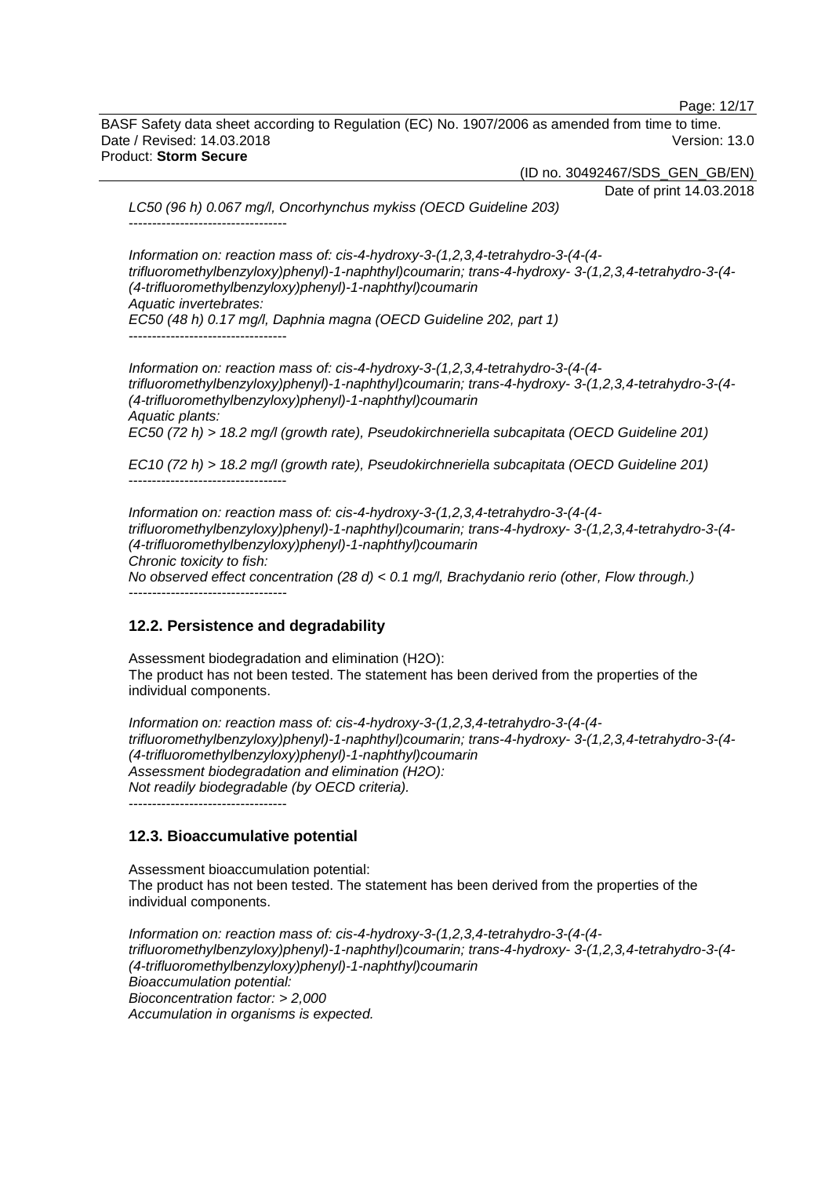*LC50 (96 h) 0.067 mg/l, Oncorhynchus mykiss (OECD Guideline 203)*
----------------------------------

*Information on: reaction mass of: cis-4-hydroxy-3-(1,2,3,4-tetrahydro-3-(4-(4-trifluoromethylbenzyloxy)phenyl)-1-naphthyl)coumarin; trans-4-hydroxy- 3-(1,2,3,4-tetrahydro-3-(4-(4-trifluoromethylbenzyloxy)phenyl)-1-naphthyl)coumarin*
*Aquatic invertebrates:*
*EC50 (48 h) 0.17 mg/l, Daphnia magna (OECD Guideline 202, part 1)*
----------------------------------

*Information on: reaction mass of: cis-4-hydroxy-3-(1,2,3,4-tetrahydro-3-(4-(4-trifluoromethylbenzyloxy)phenyl)-1-naphthyl)coumarin; trans-4-hydroxy- 3-(1,2,3,4-tetrahydro-3-(4-(4-trifluoromethylbenzyloxy)phenyl)-1-naphthyl)coumarin*
*Aquatic plants:*
*EC50 (72 h) > 18.2 mg/l (growth rate), Pseudokirchneriella subcapitata (OECD Guideline 201)*

*EC10 (72 h) > 18.2 mg/l (growth rate), Pseudokirchneriella subcapitata (OECD Guideline 201)*
----------------------------------

*Information on: reaction mass of: cis-4-hydroxy-3-(1,2,3,4-tetrahydro-3-(4-(4-trifluoromethylbenzyloxy)phenyl)-1-naphthyl)coumarin; trans-4-hydroxy- 3-(1,2,3,4-tetrahydro-3-(4-(4-trifluoromethylbenzyloxy)phenyl)-1-naphthyl)coumarin*
*Chronic toxicity to fish:*
*No observed effect concentration (28 d) < 0.1 mg/l, Brachydanio rerio (other, Flow through.)*
----------------------------------

## 12.2. Persistence and degradability

Assessment biodegradation and elimination (H2O):
The product has not been tested. The statement has been derived from the properties of the individual components.

*Information on: reaction mass of: cis-4-hydroxy-3-(1,2,3,4-tetrahydro-3-(4-(4-trifluoromethylbenzyloxy)phenyl)-1-naphthyl)coumarin; trans-4-hydroxy- 3-(1,2,3,4-tetrahydro-3-(4-(4-trifluoromethylbenzyloxy)phenyl)-1-naphthyl)coumarin*
*Assessment biodegradation and elimination (H2O):*
*Not readily biodegradable (by OECD criteria).*
----------------------------------

## 12.3. Bioaccumulative potential

Assessment bioaccumulation potential:
The product has not been tested. The statement has been derived from the properties of the individual components.

*Information on: reaction mass of: cis-4-hydroxy-3-(1,2,3,4-tetrahydro-3-(4-(4-trifluoromethylbenzyloxy)phenyl)-1-naphthyl)coumarin; trans-4-hydroxy- 3-(1,2,3,4-tetrahydro-3-(4-(4-trifluoromethylbenzyloxy)phenyl)-1-naphthyl)coumarin*
*Bioaccumulation potential:*
*Bioconcentration factor: > 2,000*
*Accumulation in organisms is expected.*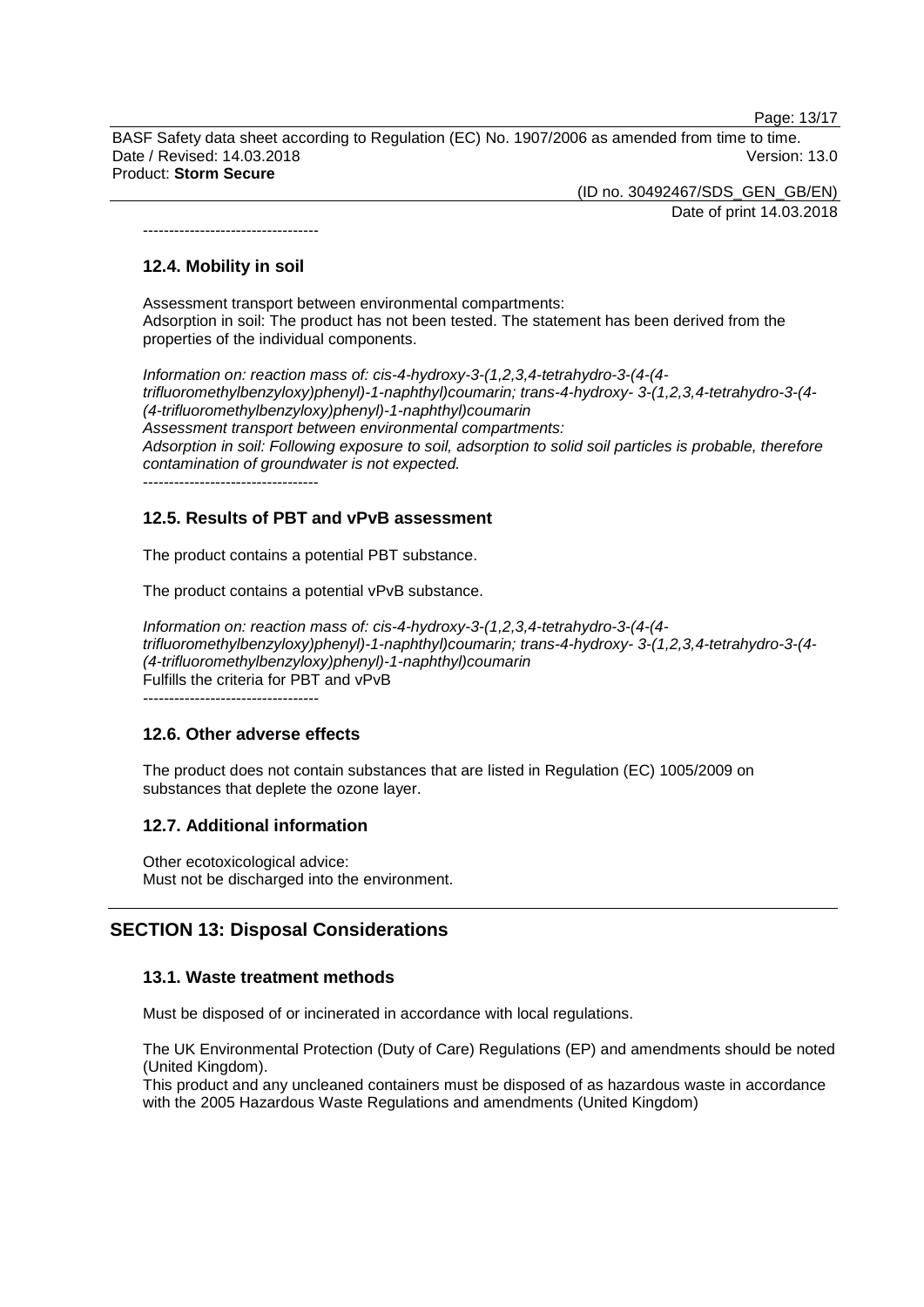----------------------------------

### 12.4. Mobility in soil

Assessment transport between environmental compartments:
Adsorption in soil: The product has not been tested. The statement has been derived from the properties of the individual components.

*Information on: reaction mass of: cis-4-hydroxy-3-(1,2,3,4-tetrahydro-3-(4-(4-trifluoromethylbenzyloxy)phenyl)-1-naphthyl)coumarin; trans-4-hydroxy- 3-(1,2,3,4-tetrahydro-3-(4-(4-trifluoromethylbenzyloxy)phenyl)-1-naphthyl)coumarin*
*Assessment transport between environmental compartments:*
*Adsorption in soil: Following exposure to soil, adsorption to solid soil particles is probable, therefore contamination of groundwater is not expected.*
----------------------------------

### 12.5. Results of PBT and vPvB assessment

The product contains a potential PBT substance.

The product contains a potential vPvB substance.

*Information on: reaction mass of: cis-4-hydroxy-3-(1,2,3,4-tetrahydro-3-(4-(4-trifluoromethylbenzyloxy)phenyl)-1-naphthyl)coumarin; trans-4-hydroxy- 3-(1,2,3,4-tetrahydro-3-(4-(4-trifluoromethylbenzyloxy)phenyl)-1-naphthyl)coumarin*
Fulfills the criteria for PBT and vPvB
----------------------------------

### 12.6. Other adverse effects

The product does not contain substances that are listed in Regulation (EC) 1005/2009 on substances that deplete the ozone layer.

### 12.7. Additional information

Other ecotoxicological advice:
Must not be discharged into the environment.

## SECTION 13: Disposal Considerations

### 13.1. Waste treatment methods

Must be disposed of or incinerated in accordance with local regulations.

The UK Environmental Protection (Duty of Care) Regulations (EP) and amendments should be noted (United Kingdom).
This product and any uncleaned containers must be disposed of as hazardous waste in accordance with the 2005 Hazardous Waste Regulations and amendments (United Kingdom)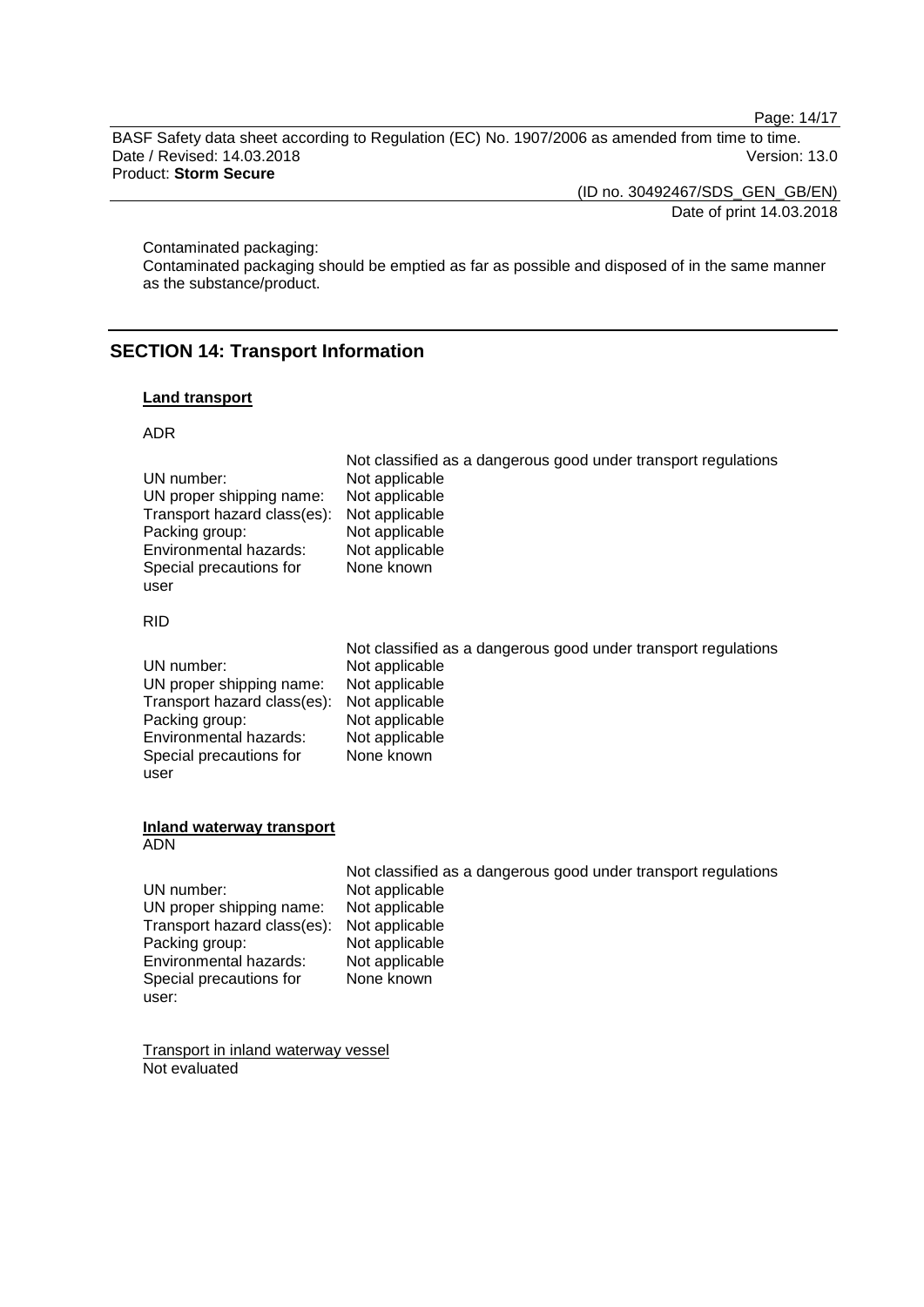Contaminated packaging:
Contaminated packaging should be emptied as far as possible and disposed of in the same manner as the substance/product.

## SECTION 14: Transport Information

### Land transport

ADR

| | |
|---|---|
| | Not classified as a dangerous good under transport regulations |
| UN number: | Not applicable |
| UN proper shipping name: | Not applicable |
| Transport hazard class(es): | Not applicable |
| Packing group: | Not applicable |
| Environmental hazards: | Not applicable |
| Special precautions for user | None known |

RID

| | |
|---|---|
| | Not classified as a dangerous good under transport regulations |
| UN number: | Not applicable |
| UN proper shipping name: | Not applicable |
| Transport hazard class(es): | Not applicable |
| Packing group: | Not applicable |
| Environmental hazards: | Not applicable |
| Special precautions for user | None known |

### Inland waterway transport

ADN

| | |
|---|---|
| | Not classified as a dangerous good under transport regulations |
| UN number: | Not applicable |
| UN proper shipping name: | Not applicable |
| Transport hazard class(es): | Not applicable |
| Packing group: | Not applicable |
| Environmental hazards: | Not applicable |
| Special precautions for user: | None known |

Transport in inland waterway vessel
Not evaluated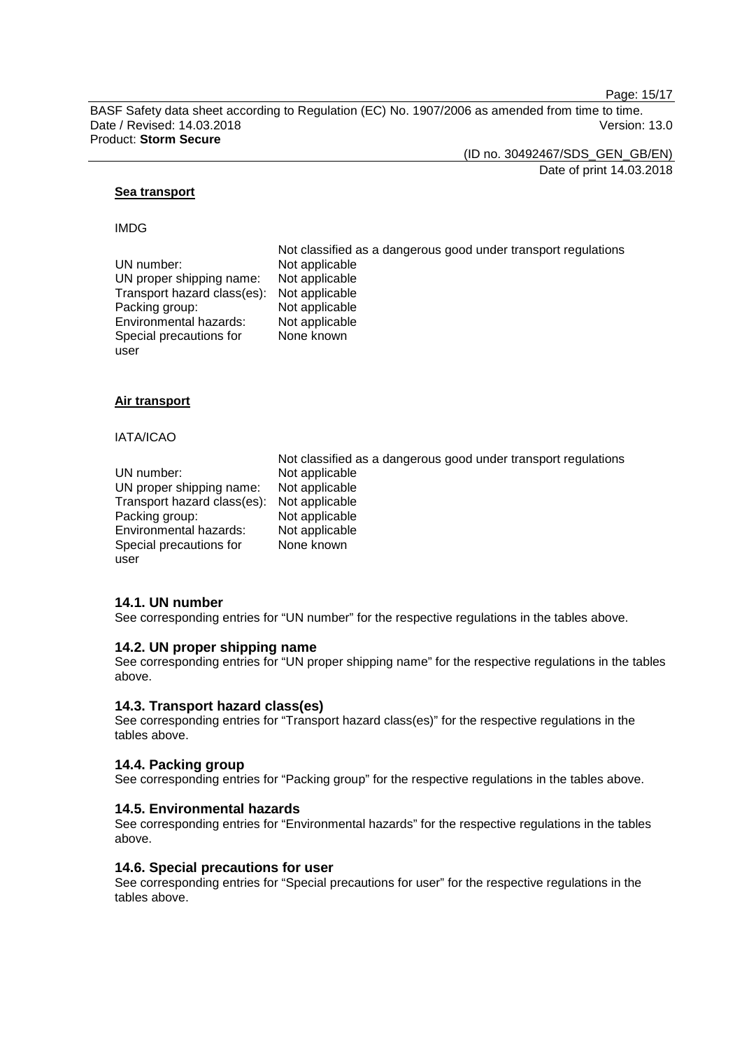**Sea transport**

IMDG

| | |
|---|---|
| | Not classified as a dangerous good under transport regulations |
| UN number: | Not applicable |
| UN proper shipping name: | Not applicable |
| Transport hazard class(es): | Not applicable |
| Packing group: | Not applicable |
| Environmental hazards: | Not applicable |
| Special precautions for user | None known |

**Air transport**

IATA/ICAO

| | |
|---|---|
| | Not classified as a dangerous good under transport regulations |
| UN number: | Not applicable |
| UN proper shipping name: | Not applicable |
| Transport hazard class(es): | Not applicable |
| Packing group: | Not applicable |
| Environmental hazards: | Not applicable |
| Special precautions for user | None known |

### 14.1. UN number

See corresponding entries for “UN number” for the respective regulations in the tables above.

### 14.2. UN proper shipping name

See corresponding entries for “UN proper shipping name” for the respective regulations in the tables above.

### 14.3. Transport hazard class(es)

See corresponding entries for “Transport hazard class(es)” for the respective regulations in the tables above.

### 14.4. Packing group

See corresponding entries for “Packing group” for the respective regulations in the tables above.

### 14.5. Environmental hazards

See corresponding entries for “Environmental hazards” for the respective regulations in the tables above.

### 14.6. Special precautions for user

See corresponding entries for “Special precautions for user” for the respective regulations in the tables above.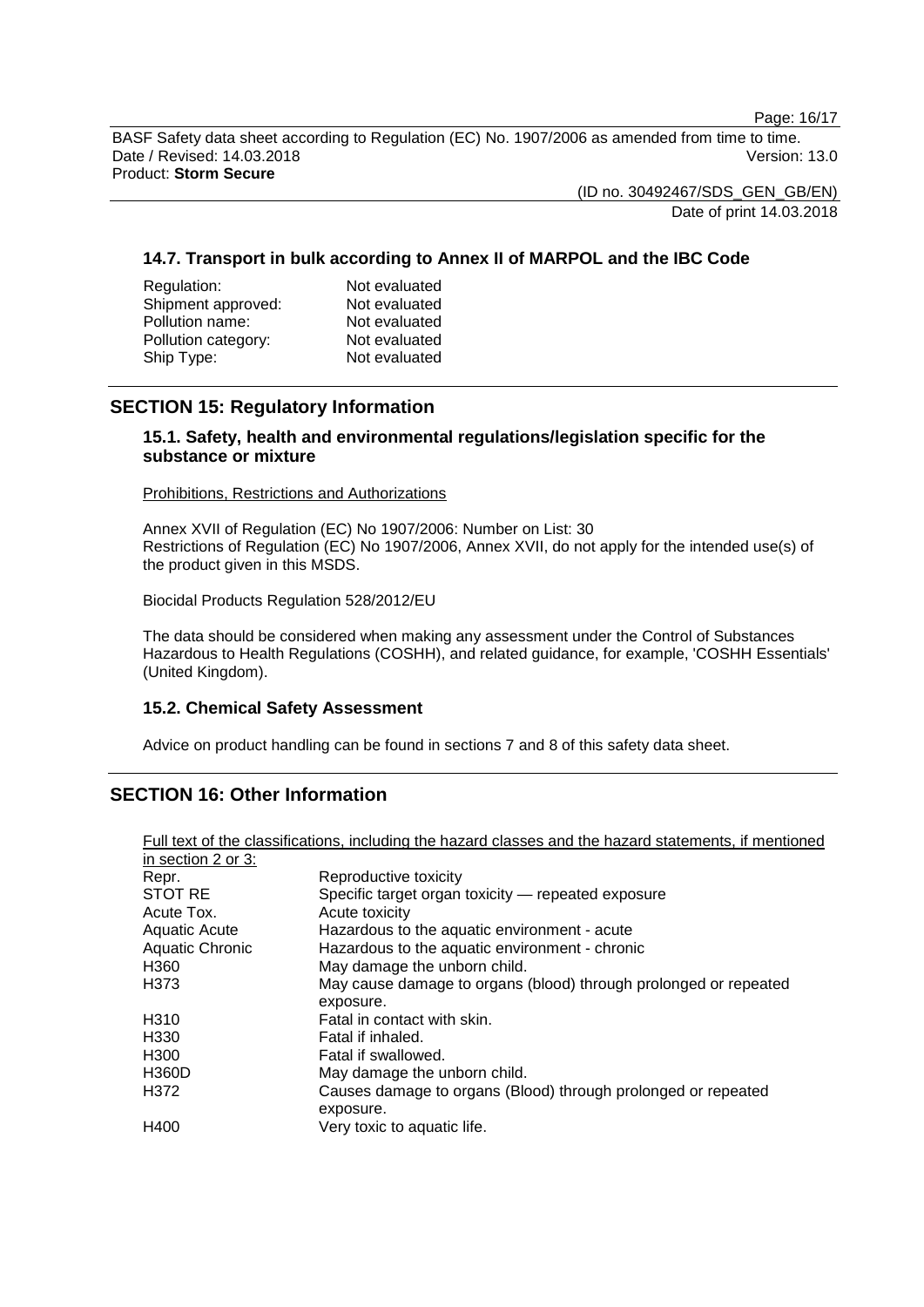### 14.7. Transport in bulk according to Annex II of MARPOL and the IBC Code

| | |
|---|---|
| Regulation: | Not evaluated |
| Shipment approved: | Not evaluated |
| Pollution name: | Not evaluated |
| Pollution category: | Not evaluated |
| Ship Type: | Not evaluated |

## SECTION 15: Regulatory Information

### 15.1. Safety, health and environmental regulations/legislation specific for the substance or mixture

Prohibitions, Restrictions and Authorizations

Annex XVII of Regulation (EC) No 1907/2006: Number on List: 30
Restrictions of Regulation (EC) No 1907/2006, Annex XVII, do not apply for the intended use(s) of the product given in this MSDS.

Biocidal Products Regulation 528/2012/EU

The data should be considered when making any assessment under the Control of Substances Hazardous to Health Regulations (COSHH), and related guidance, for example, 'COSHH Essentials' (United Kingdom).

### 15.2. Chemical Safety Assessment

Advice on product handling can be found in sections 7 and 8 of this safety data sheet.

## SECTION 16: Other Information

Full text of the classifications, including the hazard classes and the hazard statements, if mentioned in section 2 or 3:

| | |
|---|---|
| Repr. | Reproductive toxicity |
| STOT RE | Specific target organ toxicity — repeated exposure |
| Acute Tox. | Acute toxicity |
| Aquatic Acute | Hazardous to the aquatic environment - acute |
| Aquatic Chronic | Hazardous to the aquatic environment - chronic |
| H360 | May damage the unborn child. |
| H373 | May cause damage to organs (blood) through prolonged or repeated exposure. |
| H310 | Fatal in contact with skin. |
| H330 | Fatal if inhaled. |
| H300 | Fatal if swallowed. |
| H360D | May damage the unborn child. |
| H372 | Causes damage to organs (Blood) through prolonged or repeated exposure. |
| H400 | Very toxic to aquatic life. |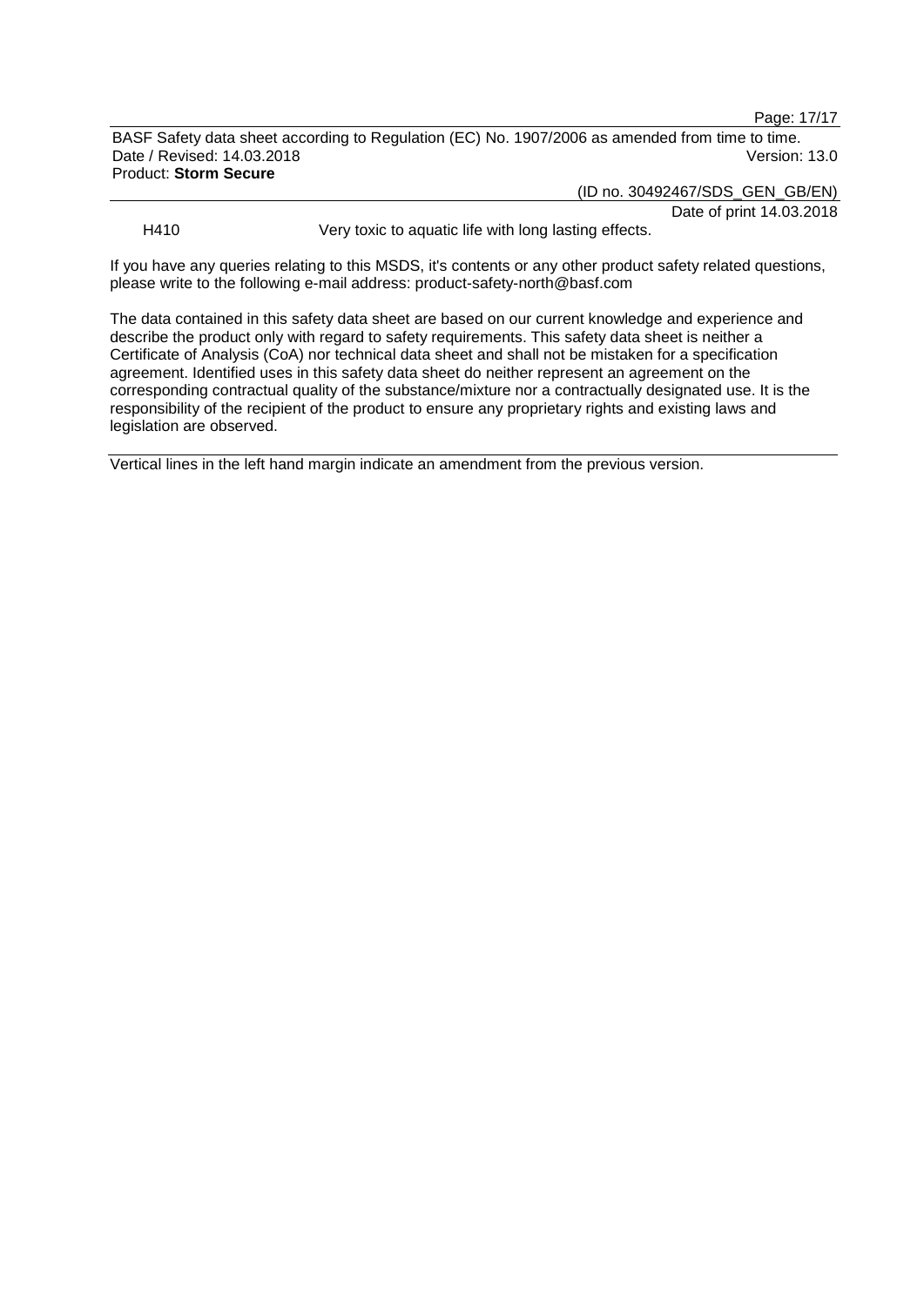| | |
|---|---|
| H410 | Very toxic to aquatic life with long lasting effects. |

If you have any queries relating to this MSDS, it's contents or any other product safety related questions, please write to the following e-mail address: product-safety-north@basf.com

The data contained in this safety data sheet are based on our current knowledge and experience and describe the product only with regard to safety requirements. This safety data sheet is neither a Certificate of Analysis (CoA) nor technical data sheet and shall not be mistaken for a specification agreement. Identified uses in this safety data sheet do neither represent an agreement on the corresponding contractual quality of the substance/mixture nor a contractually designated use. It is the responsibility of the recipient of the product to ensure any proprietary rights and existing laws and legislation are observed.

---

Vertical lines in the left hand margin indicate an amendment from the previous version.